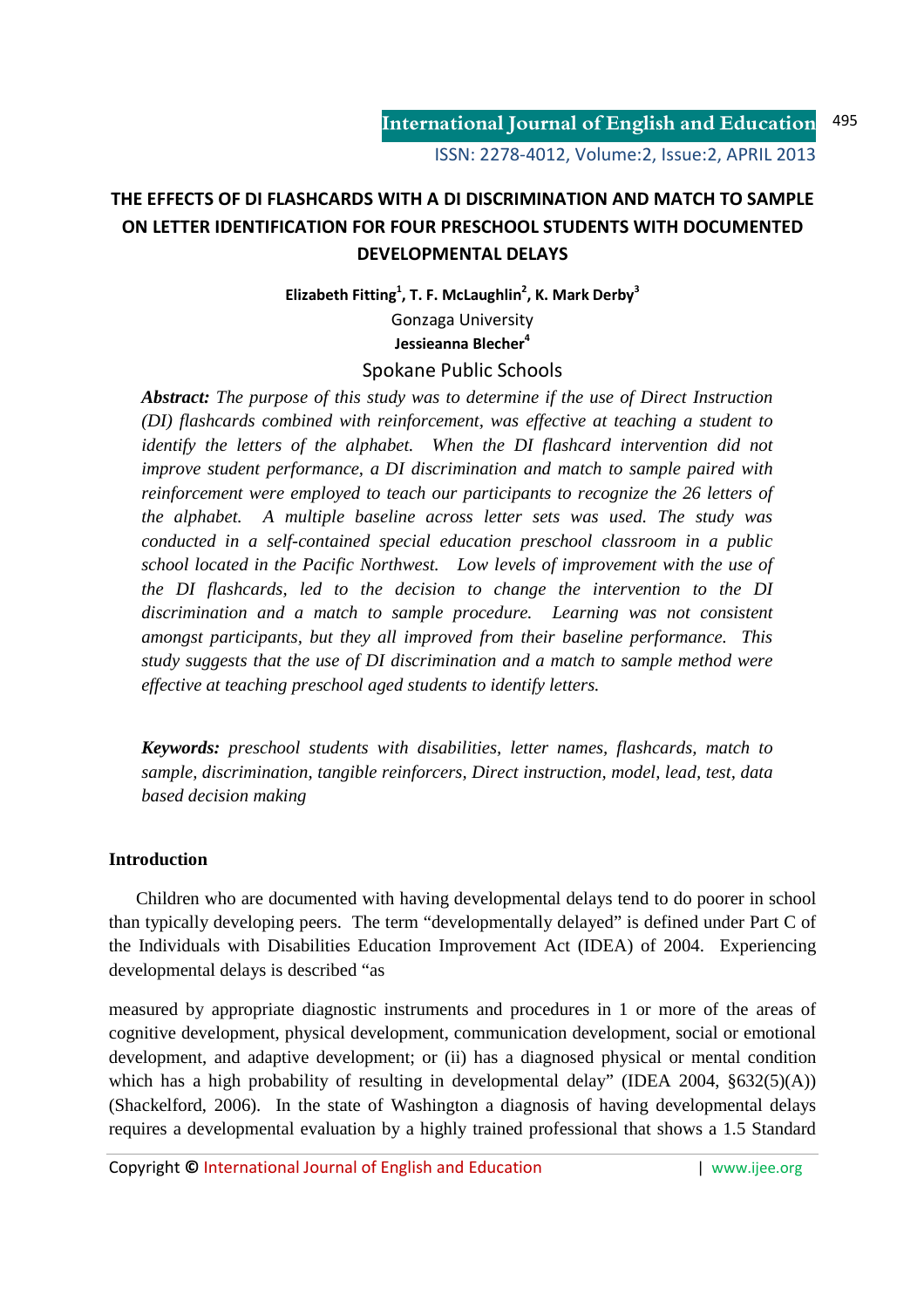# THE EFFECTS OF DI FLASHCARDS WITH A DI DISCRIMINATION AND MATCH TO SAMPLE ON LETTER IDENTIFICATION FOR FOUR PRESCHOOL STUDENTS WITH DOCUMENTED DEVELOPMENTAL DELAYS

**Elizabeth Fitting[1], T. F. McLaughlin[2], K. Mark Derby[3]**

Gonzaga University

**Jessieanna Blecher[4]**

Spokane Public Schools

***Abstract:*** *The purpose of this study was to determine if the use of Direct Instruction (DI) flashcards combined with reinforcement, was effective at teaching a student to identify the letters of the alphabet. When the DI flashcard intervention did not improve student performance, a DI discrimination and match to sample paired with reinforcement were employed to teach our participants to recognize the 26 letters of the alphabet. A multiple baseline across letter sets was used. The study was conducted in a self-contained special education preschool classroom in a public school located in the Pacific Northwest. Low levels of improvement with the use of the DI flashcards, led to the decision to change the intervention to the DI discrimination and a match to sample procedure. Learning was not consistent amongst participants, but they all improved from their baseline performance. This study suggests that the use of DI discrimination and a match to sample method were effective at teaching preschool aged students to identify letters.*

***Keywords:*** *preschool students with disabilities, letter names, flashcards, match to sample, discrimination, tangible reinforcers, Direct instruction, model, lead, test, data based decision making*

## Introduction

Children who are documented with having developmental delays tend to do poorer in school than typically developing peers. The term "developmentally delayed" is defined under Part C of the Individuals with Disabilities Education Improvement Act (IDEA) of 2004. Experiencing developmental delays is described "as

measured by appropriate diagnostic instruments and procedures in 1 or more of the areas of cognitive development, physical development, communication development, social or emotional development, and adaptive development; or (ii) has a diagnosed physical or mental condition which has a high probability of resulting in developmental delay" (IDEA 2004, §632(5)(A)) (Shackelford, 2006). In the state of Washington a diagnosis of having developmental delays requires a developmental evaluation by a highly trained professional that shows a 1.5 Standard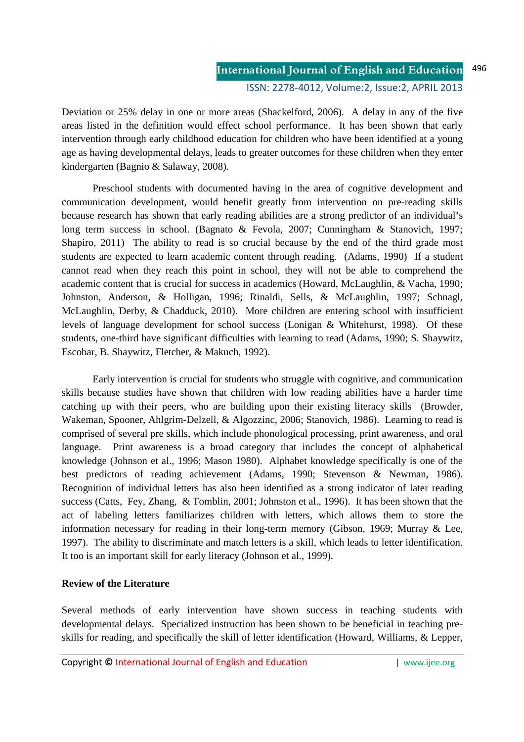Deviation or 25% delay in one or more areas (Shackelford, 2006). A delay in any of the five areas listed in the definition would effect school performance. It has been shown that early intervention through early childhood education for children who have been identified at a young age as having developmental delays, leads to greater outcomes for these children when they enter kindergarten (Bagnio & Salaway, 2008).

Preschool students with documented having in the area of cognitive development and communication development, would benefit greatly from intervention on pre-reading skills because research has shown that early reading abilities are a strong predictor of an individual's long term success in school. (Bagnato & Fevola, 2007; Cunningham & Stanovich, 1997; Shapiro, 2011) The ability to read is so crucial because by the end of the third grade most students are expected to learn academic content through reading. (Adams, 1990) If a student cannot read when they reach this point in school, they will not be able to comprehend the academic content that is crucial for success in academics (Howard, McLaughlin, & Vacha, 1990; Johnston, Anderson, & Holligan, 1996; Rinaldi, Sells, & McLaughlin, 1997; Schnagl, McLaughlin, Derby, & Chadduck, 2010). More children are entering school with insufficient levels of language development for school success (Lonigan & Whitehurst, 1998). Of these students, one-third have significant difficulties with learning to read (Adams, 1990; S. Shaywitz, Escobar, B. Shaywitz, Fletcher, & Makuch, 1992).

Early intervention is crucial for students who struggle with cognitive, and communication skills because studies have shown that children with low reading abilities have a harder time catching up with their peers, who are building upon their existing literacy skills (Browder, Wakeman, Spooner, Ahlgrim-Delzell, & Algozzinc, 2006; Stanovich, 1986). Learning to read is comprised of several pre skills, which include phonological processing, print awareness, and oral language. Print awareness is a broad category that includes the concept of alphabetical knowledge (Johnson et al., 1996; Mason 1980). Alphabet knowledge specifically is one of the best predictors of reading achievement (Adams, 1990; Stevenson & Newman, 1986). Recognition of individual letters has also been identified as a strong indicator of later reading success (Catts, Fey, Zhang, & Tomblin, 2001; Johnston et al., 1996). It has been shown that the act of labeling letters familiarizes children with letters, which allows them to store the information necessary for reading in their long-term memory (Gibson, 1969; Murray & Lee, 1997). The ability to discriminate and match letters is a skill, which leads to letter identification. It too is an important skill for early literacy (Johnson et al., 1999).

**Review of the Literature**

Several methods of early intervention have shown success in teaching students with developmental delays. Specialized instruction has been shown to be beneficial in teaching pre-skills for reading, and specifically the skill of letter identification (Howard, Williams, & Lepper,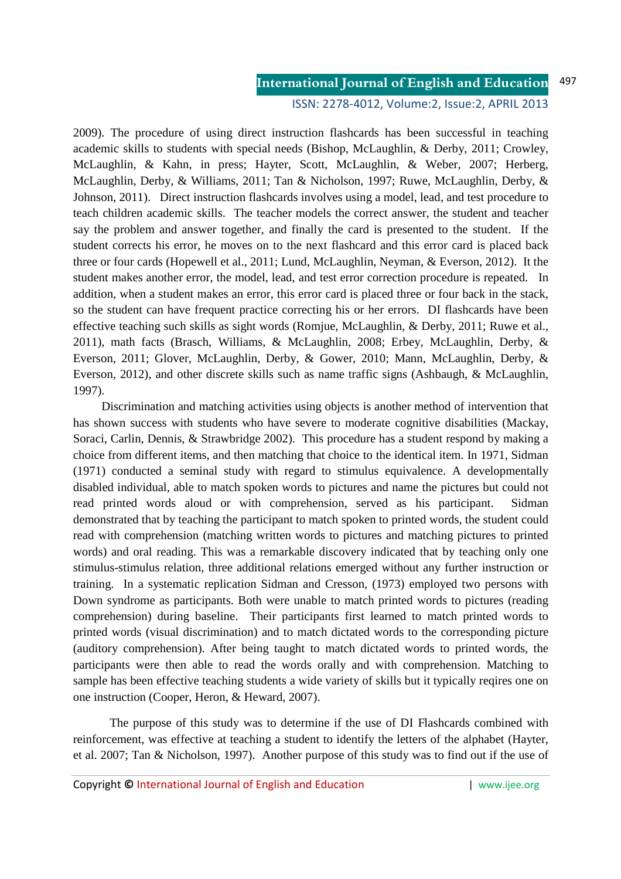2009). The procedure of using direct instruction flashcards has been successful in teaching academic skills to students with special needs (Bishop, McLaughlin, & Derby, 2011; Crowley, McLaughlin, & Kahn, in press; Hayter, Scott, McLaughlin, & Weber, 2007; Herberg, McLaughlin, Derby, & Williams, 2011; Tan & Nicholson, 1997; Ruwe, McLaughlin, Derby, & Johnson, 2011). Direct instruction flashcards involves using a model, lead, and test procedure to teach children academic skills. The teacher models the correct answer, the student and teacher say the problem and answer together, and finally the card is presented to the student. If the student corrects his error, he moves on to the next flashcard and this error card is placed back three or four cards (Hopewell et al., 2011; Lund, McLaughlin, Neyman, & Everson, 2012). It the student makes another error, the model, lead, and test error correction procedure is repeated. In addition, when a student makes an error, this error card is placed three or four back in the stack, so the student can have frequent practice correcting his or her errors. DI flashcards have been effective teaching such skills as sight words (Romjue, McLaughlin, & Derby, 2011; Ruwe et al., 2011), math facts (Brasch, Williams, & McLaughlin, 2008; Erbey, McLaughlin, Derby, & Everson, 2011; Glover, McLaughlin, Derby, & Gower, 2010; Mann, McLaughlin, Derby, & Everson, 2012), and other discrete skills such as name traffic signs (Ashbaugh, & McLaughlin, 1997).

Discrimination and matching activities using objects is another method of intervention that has shown success with students who have severe to moderate cognitive disabilities (Mackay, Soraci, Carlin, Dennis, & Strawbridge 2002). This procedure has a student respond by making a choice from different items, and then matching that choice to the identical item. In 1971, Sidman (1971) conducted a seminal study with regard to stimulus equivalence. A developmentally disabled individual, able to match spoken words to pictures and name the pictures but could not read printed words aloud or with comprehension, served as his participant. Sidman demonstrated that by teaching the participant to match spoken to printed words, the student could read with comprehension (matching written words to pictures and matching pictures to printed words) and oral reading. This was a remarkable discovery indicated that by teaching only one stimulus-stimulus relation, three additional relations emerged without any further instruction or training. In a systematic replication Sidman and Cresson, (1973) employed two persons with Down syndrome as participants. Both were unable to match printed words to pictures (reading comprehension) during baseline. Their participants first learned to match printed words to printed words (visual discrimination) and to match dictated words to the corresponding picture (auditory comprehension). After being taught to match dictated words to printed words, the participants were then able to read the words orally and with comprehension. Matching to sample has been effective teaching students a wide variety of skills but it typically reqires one on one instruction (Cooper, Heron, & Heward, 2007).

The purpose of this study was to determine if the use of DI Flashcards combined with reinforcement, was effective at teaching a student to identify the letters of the alphabet (Hayter, et al. 2007; Tan & Nicholson, 1997). Another purpose of this study was to find out if the use of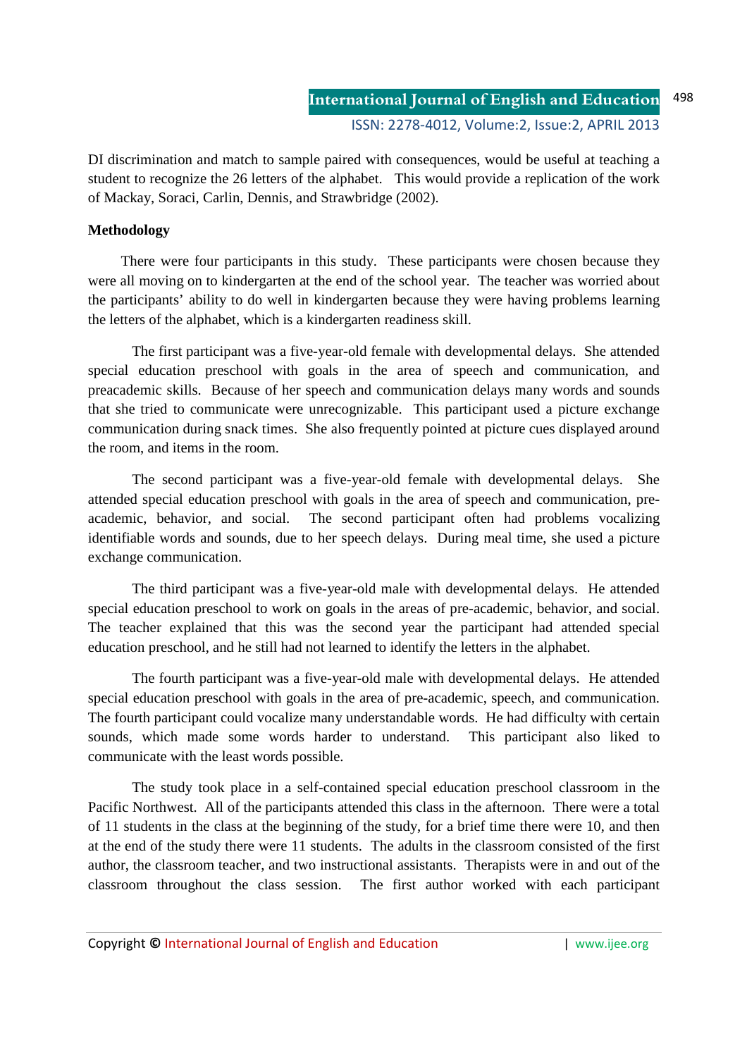DI discrimination and match to sample paired with consequences, would be useful at teaching a student to recognize the 26 letters of the alphabet. This would provide a replication of the work of Mackay, Soraci, Carlin, Dennis, and Strawbridge (2002).

**Methodology**

There were four participants in this study. These participants were chosen because they were all moving on to kindergarten at the end of the school year. The teacher was worried about the participants' ability to do well in kindergarten because they were having problems learning the letters of the alphabet, which is a kindergarten readiness skill.

The first participant was a five-year-old female with developmental delays. She attended special education preschool with goals in the area of speech and communication, and preacademic skills. Because of her speech and communication delays many words and sounds that she tried to communicate were unrecognizable. This participant used a picture exchange communication during snack times. She also frequently pointed at picture cues displayed around the room, and items in the room.

The second participant was a five-year-old female with developmental delays. She attended special education preschool with goals in the area of speech and communication, pre-academic, behavior, and social. The second participant often had problems vocalizing identifiable words and sounds, due to her speech delays. During meal time, she used a picture exchange communication.

The third participant was a five-year-old male with developmental delays. He attended special education preschool to work on goals in the areas of pre-academic, behavior, and social. The teacher explained that this was the second year the participant had attended special education preschool, and he still had not learned to identify the letters in the alphabet.

The fourth participant was a five-year-old male with developmental delays. He attended special education preschool with goals in the area of pre-academic, speech, and communication. The fourth participant could vocalize many understandable words. He had difficulty with certain sounds, which made some words harder to understand. This participant also liked to communicate with the least words possible.

The study took place in a self-contained special education preschool classroom in the Pacific Northwest. All of the participants attended this class in the afternoon. There were a total of 11 students in the class at the beginning of the study, for a brief time there were 10, and then at the end of the study there were 11 students. The adults in the classroom consisted of the first author, the classroom teacher, and two instructional assistants. Therapists were in and out of the classroom throughout the class session. The first author worked with each participant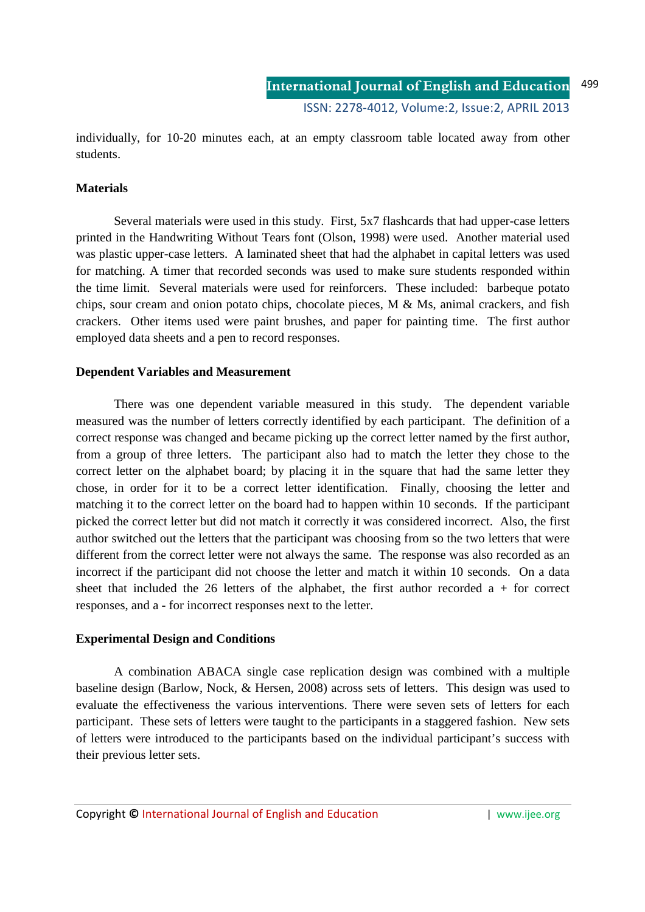individually, for 10-20 minutes each, at an empty classroom table located away from other students.

### Materials

Several materials were used in this study. First, 5x7 flashcards that had upper-case letters printed in the Handwriting Without Tears font (Olson, 1998) were used. Another material used was plastic upper-case letters. A laminated sheet that had the alphabet in capital letters was used for matching. A timer that recorded seconds was used to make sure students responded within the time limit. Several materials were used for reinforcers. These included: barbeque potato chips, sour cream and onion potato chips, chocolate pieces, M & Ms, animal crackers, and fish crackers. Other items used were paint brushes, and paper for painting time. The first author employed data sheets and a pen to record responses.

### Dependent Variables and Measurement

There was one dependent variable measured in this study. The dependent variable measured was the number of letters correctly identified by each participant. The definition of a correct response was changed and became picking up the correct letter named by the first author, from a group of three letters. The participant also had to match the letter they chose to the correct letter on the alphabet board; by placing it in the square that had the same letter they chose, in order for it to be a correct letter identification. Finally, choosing the letter and matching it to the correct letter on the board had to happen within 10 seconds. If the participant picked the correct letter but did not match it correctly it was considered incorrect. Also, the first author switched out the letters that the participant was choosing from so the two letters that were different from the correct letter were not always the same. The response was also recorded as an incorrect if the participant did not choose the letter and match it within 10 seconds. On a data sheet that included the 26 letters of the alphabet, the first author recorded a + for correct responses, and a - for incorrect responses next to the letter.

### Experimental Design and Conditions

A combination ABACA single case replication design was combined with a multiple baseline design (Barlow, Nock, & Hersen, 2008) across sets of letters. This design was used to evaluate the effectiveness the various interventions. There were seven sets of letters for each participant. These sets of letters were taught to the participants in a staggered fashion. New sets of letters were introduced to the participants based on the individual participant's success with their previous letter sets.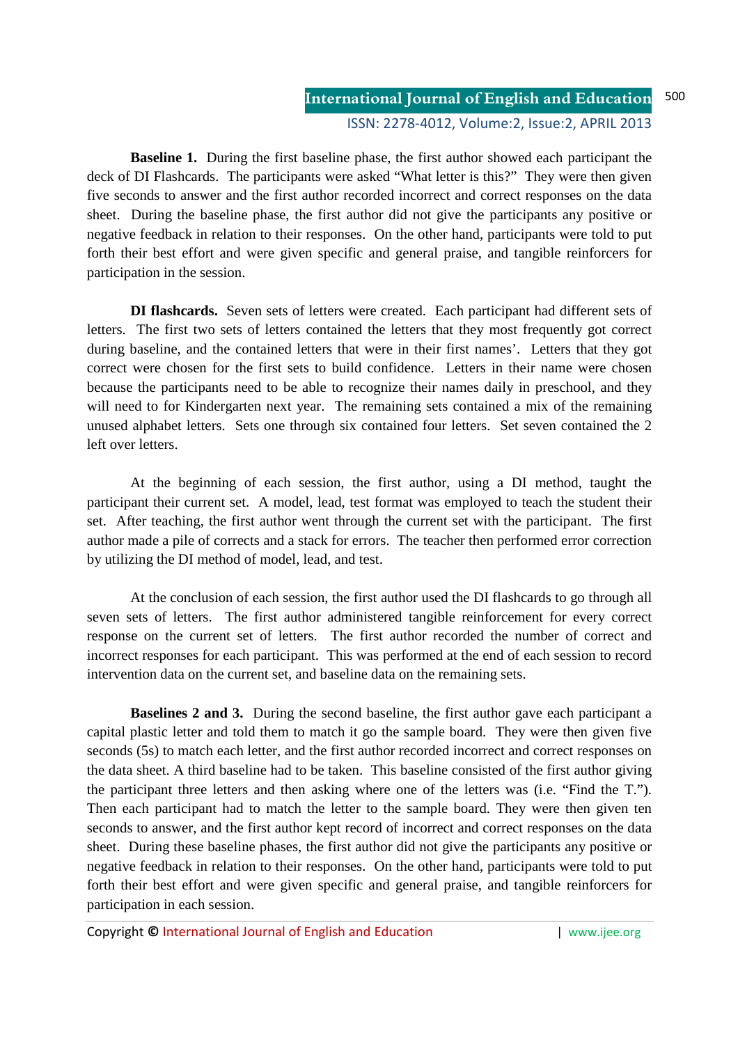**Baseline 1.** During the first baseline phase, the first author showed each participant the deck of DI Flashcards. The participants were asked "What letter is this?" They were then given five seconds to answer and the first author recorded incorrect and correct responses on the data sheet. During the baseline phase, the first author did not give the participants any positive or negative feedback in relation to their responses. On the other hand, participants were told to put forth their best effort and were given specific and general praise, and tangible reinforcers for participation in the session.

**DI flashcards.** Seven sets of letters were created. Each participant had different sets of letters. The first two sets of letters contained the letters that they most frequently got correct during baseline, and the contained letters that were in their first names'. Letters that they got correct were chosen for the first sets to build confidence. Letters in their name were chosen because the participants need to be able to recognize their names daily in preschool, and they will need to for Kindergarten next year. The remaining sets contained a mix of the remaining unused alphabet letters. Sets one through six contained four letters. Set seven contained the 2 left over letters.

At the beginning of each session, the first author, using a DI method, taught the participant their current set. A model, lead, test format was employed to teach the student their set. After teaching, the first author went through the current set with the participant. The first author made a pile of corrects and a stack for errors. The teacher then performed error correction by utilizing the DI method of model, lead, and test.

At the conclusion of each session, the first author used the DI flashcards to go through all seven sets of letters. The first author administered tangible reinforcement for every correct response on the current set of letters. The first author recorded the number of correct and incorrect responses for each participant. This was performed at the end of each session to record intervention data on the current set, and baseline data on the remaining sets.

**Baselines 2 and 3.** During the second baseline, the first author gave each participant a capital plastic letter and told them to match it go the sample board. They were then given five seconds (5s) to match each letter, and the first author recorded incorrect and correct responses on the data sheet. A third baseline had to be taken. This baseline consisted of the first author giving the participant three letters and then asking where one of the letters was (i.e. "Find the T."). Then each participant had to match the letter to the sample board. They were then given ten seconds to answer, and the first author kept record of incorrect and correct responses on the data sheet. During these baseline phases, the first author did not give the participants any positive or negative feedback in relation to their responses. On the other hand, participants were told to put forth their best effort and were given specific and general praise, and tangible reinforcers for participation in each session.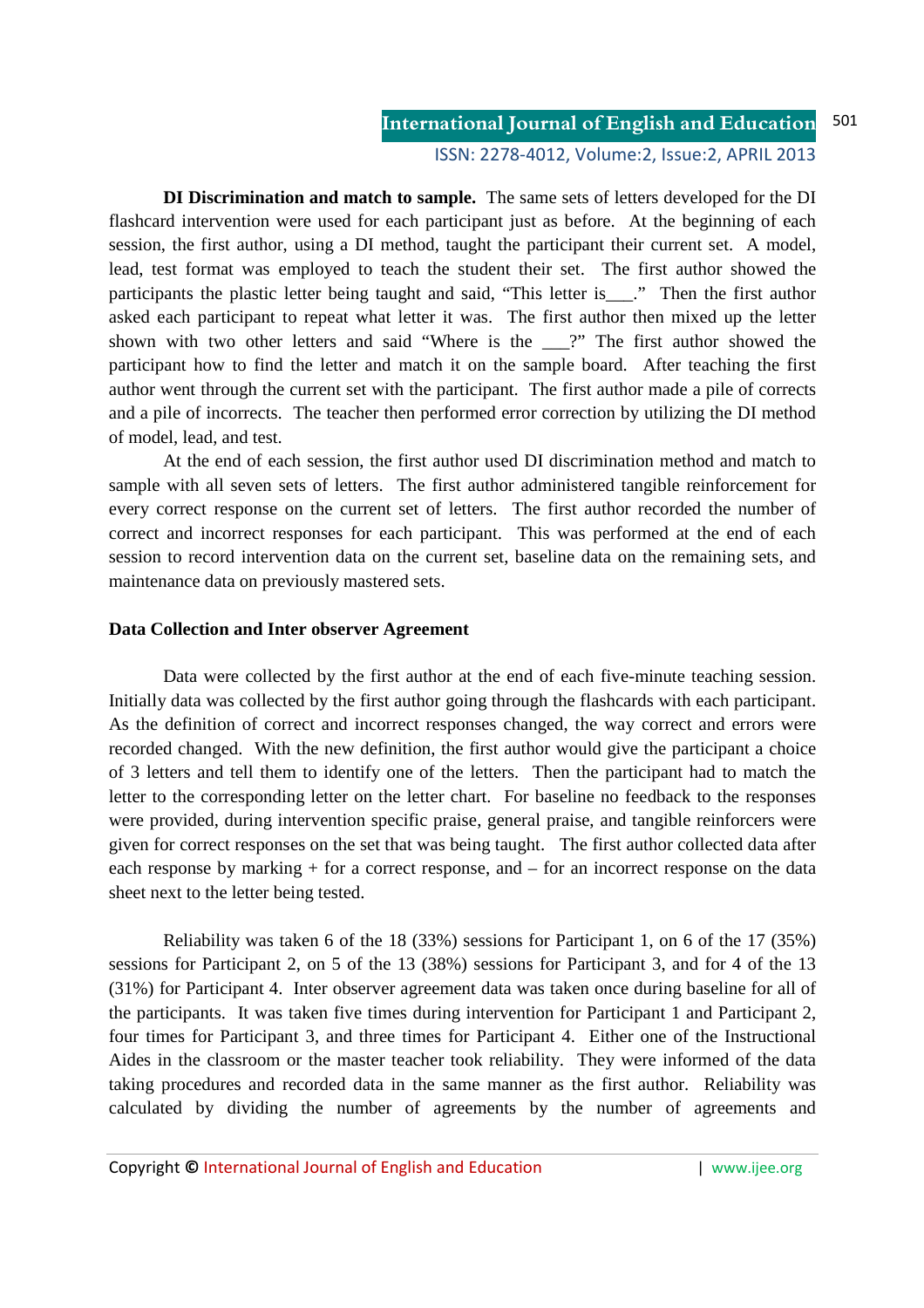**DI Discrimination and match to sample.** The same sets of letters developed for the DI flashcard intervention were used for each participant just as before. At the beginning of each session, the first author, using a DI method, taught the participant their current set. A model, lead, test format was employed to teach the student their set. The first author showed the participants the plastic letter being taught and said, "This letter is___." Then the first author asked each participant to repeat what letter it was. The first author then mixed up the letter shown with two other letters and said "Where is the ___?" The first author showed the participant how to find the letter and match it on the sample board. After teaching the first author went through the current set with the participant. The first author made a pile of corrects and a pile of incorrects. The teacher then performed error correction by utilizing the DI method of model, lead, and test.

At the end of each session, the first author used DI discrimination method and match to sample with all seven sets of letters. The first author administered tangible reinforcement for every correct response on the current set of letters. The first author recorded the number of correct and incorrect responses for each participant. This was performed at the end of each session to record intervention data on the current set, baseline data on the remaining sets, and maintenance data on previously mastered sets.

## Data Collection and Inter observer Agreement

Data were collected by the first author at the end of each five-minute teaching session. Initially data was collected by the first author going through the flashcards with each participant. As the definition of correct and incorrect responses changed, the way correct and errors were recorded changed. With the new definition, the first author would give the participant a choice of 3 letters and tell them to identify one of the letters. Then the participant had to match the letter to the corresponding letter on the letter chart. For baseline no feedback to the responses were provided, during intervention specific praise, general praise, and tangible reinforcers were given for correct responses on the set that was being taught. The first author collected data after each response by marking + for a correct response, and – for an incorrect response on the data sheet next to the letter being tested.

Reliability was taken 6 of the 18 (33%) sessions for Participant 1, on 6 of the 17 (35%) sessions for Participant 2, on 5 of the 13 (38%) sessions for Participant 3, and for 4 of the 13 (31%) for Participant 4. Inter observer agreement data was taken once during baseline for all of the participants. It was taken five times during intervention for Participant 1 and Participant 2, four times for Participant 3, and three times for Participant 4. Either one of the Instructional Aides in the classroom or the master teacher took reliability. They were informed of the data taking procedures and recorded data in the same manner as the first author. Reliability was calculated by dividing the number of agreements by the number of agreements and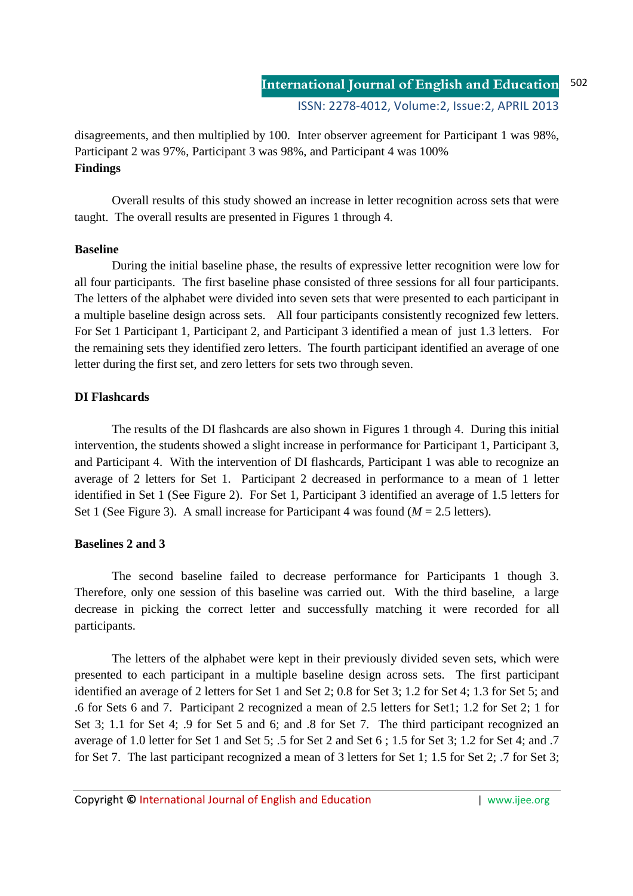disagreements, and then multiplied by 100. Inter observer agreement for Participant 1 was 98%, Participant 2 was 97%, Participant 3 was 98%, and Participant 4 was 100%

**Findings**

Overall results of this study showed an increase in letter recognition across sets that were taught. The overall results are presented in Figures 1 through 4.

**Baseline**

During the initial baseline phase, the results of expressive letter recognition were low for all four participants. The first baseline phase consisted of three sessions for all four participants. The letters of the alphabet were divided into seven sets that were presented to each participant in a multiple baseline design across sets. All four participants consistently recognized few letters. For Set 1 Participant 1, Participant 2, and Participant 3 identified a mean of just 1.3 letters. For the remaining sets they identified zero letters. The fourth participant identified an average of one letter during the first set, and zero letters for sets two through seven.

**DI Flashcards**

The results of the DI flashcards are also shown in Figures 1 through 4. During this initial intervention, the students showed a slight increase in performance for Participant 1, Participant 3, and Participant 4. With the intervention of DI flashcards, Participant 1 was able to recognize an average of 2 letters for Set 1. Participant 2 decreased in performance to a mean of 1 letter identified in Set 1 (See Figure 2). For Set 1, Participant 3 identified an average of 1.5 letters for Set 1 (See Figure 3). A small increase for Participant 4 was found (*M* = 2.5 letters).

**Baselines 2 and 3**

The second baseline failed to decrease performance for Participants 1 though 3. Therefore, only one session of this baseline was carried out. With the third baseline, a large decrease in picking the correct letter and successfully matching it were recorded for all participants.

The letters of the alphabet were kept in their previously divided seven sets, which were presented to each participant in a multiple baseline design across sets. The first participant identified an average of 2 letters for Set 1 and Set 2; 0.8 for Set 3; 1.2 for Set 4; 1.3 for Set 5; and .6 for Sets 6 and 7. Participant 2 recognized a mean of 2.5 letters for Set1; 1.2 for Set 2; 1 for Set 3; 1.1 for Set 4; .9 for Set 5 and 6; and .8 for Set 7. The third participant recognized an average of 1.0 letter for Set 1 and Set 5; .5 for Set 2 and Set 6 ; 1.5 for Set 3; 1.2 for Set 4; and .7 for Set 7. The last participant recognized a mean of 3 letters for Set 1; 1.5 for Set 2; .7 for Set 3;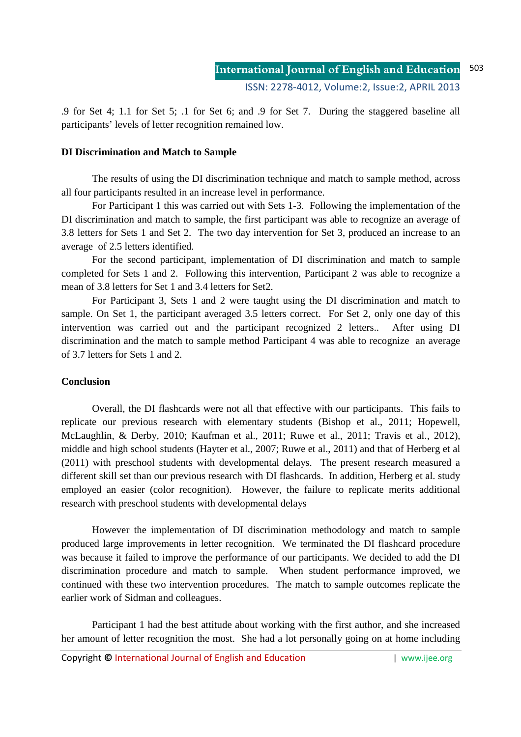.9 for Set 4; 1.1 for Set 5; .1 for Set 6; and .9 for Set 7. During the staggered baseline all participants' levels of letter recognition remained low.

**DI Discrimination and Match to Sample**

The results of using the DI discrimination technique and match to sample method, across all four participants resulted in an increase level in performance.

For Participant 1 this was carried out with Sets 1-3. Following the implementation of the DI discrimination and match to sample, the first participant was able to recognize an average of 3.8 letters for Sets 1 and Set 2. The two day intervention for Set 3, produced an increase to an average of 2.5 letters identified.

For the second participant, implementation of DI discrimination and match to sample completed for Sets 1 and 2. Following this intervention, Participant 2 was able to recognize a mean of 3.8 letters for Set 1 and 3.4 letters for Set2.

For Participant 3, Sets 1 and 2 were taught using the DI discrimination and match to sample. On Set 1, the participant averaged 3.5 letters correct. For Set 2, only one day of this intervention was carried out and the participant recognized 2 letters.. After using DI discrimination and the match to sample method Participant 4 was able to recognize an average of 3.7 letters for Sets 1 and 2.

**Conclusion**

Overall, the DI flashcards were not all that effective with our participants. This fails to replicate our previous research with elementary students (Bishop et al., 2011; Hopewell, McLaughlin, & Derby, 2010; Kaufman et al., 2011; Ruwe et al., 2011; Travis et al., 2012), middle and high school students (Hayter et al., 2007; Ruwe et al., 2011) and that of Herberg et al (2011) with preschool students with developmental delays. The present research measured a different skill set than our previous research with DI flashcards. In addition, Herberg et al. study employed an easier (color recognition). However, the failure to replicate merits additional research with preschool students with developmental delays

However the implementation of DI discrimination methodology and match to sample produced large improvements in letter recognition. We terminated the DI flashcard procedure was because it failed to improve the performance of our participants. We decided to add the DI discrimination procedure and match to sample. When student performance improved, we continued with these two intervention procedures. The match to sample outcomes replicate the earlier work of Sidman and colleagues.

Participant 1 had the best attitude about working with the first author, and she increased her amount of letter recognition the most. She had a lot personally going on at home including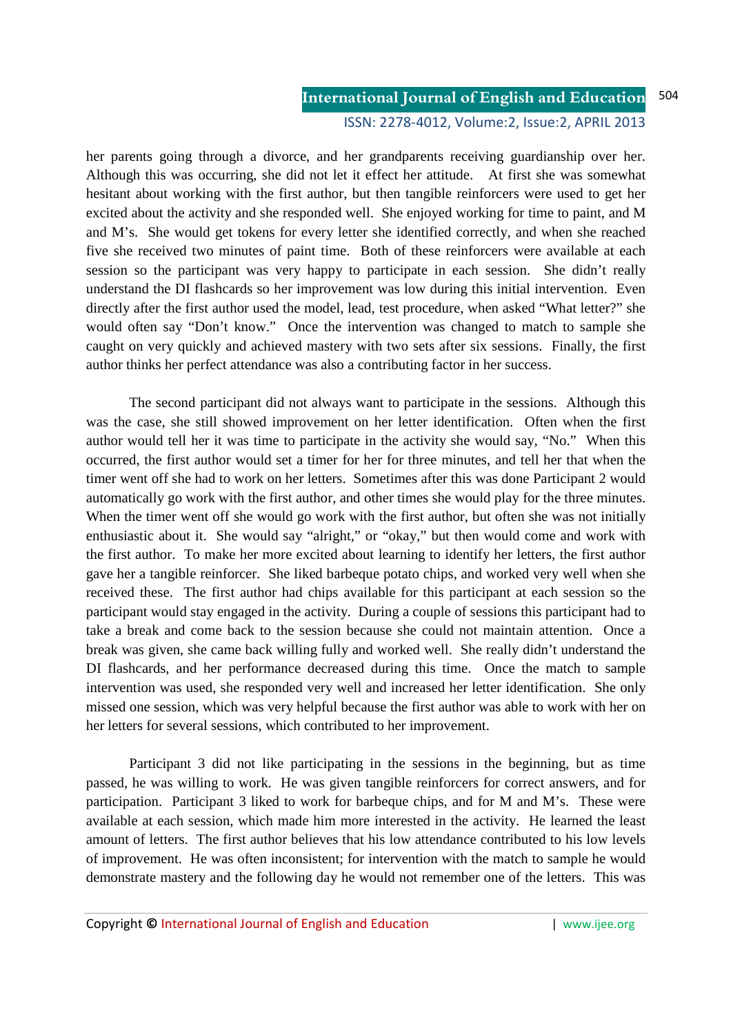her parents going through a divorce, and her grandparents receiving guardianship over her. Although this was occurring, she did not let it effect her attitude. At first she was somewhat hesitant about working with the first author, but then tangible reinforcers were used to get her excited about the activity and she responded well. She enjoyed working for time to paint, and M and M's. She would get tokens for every letter she identified correctly, and when she reached five she received two minutes of paint time. Both of these reinforcers were available at each session so the participant was very happy to participate in each session. She didn't really understand the DI flashcards so her improvement was low during this initial intervention. Even directly after the first author used the model, lead, test procedure, when asked "What letter?" she would often say "Don't know." Once the intervention was changed to match to sample she caught on very quickly and achieved mastery with two sets after six sessions. Finally, the first author thinks her perfect attendance was also a contributing factor in her success.

The second participant did not always want to participate in the sessions. Although this was the case, she still showed improvement on her letter identification. Often when the first author would tell her it was time to participate in the activity she would say, "No." When this occurred, the first author would set a timer for her for three minutes, and tell her that when the timer went off she had to work on her letters. Sometimes after this was done Participant 2 would automatically go work with the first author, and other times she would play for the three minutes. When the timer went off she would go work with the first author, but often she was not initially enthusiastic about it. She would say "alright," or "okay," but then would come and work with the first author. To make her more excited about learning to identify her letters, the first author gave her a tangible reinforcer. She liked barbeque potato chips, and worked very well when she received these. The first author had chips available for this participant at each session so the participant would stay engaged in the activity. During a couple of sessions this participant had to take a break and come back to the session because she could not maintain attention. Once a break was given, she came back willing fully and worked well. She really didn't understand the DI flashcards, and her performance decreased during this time. Once the match to sample intervention was used, she responded very well and increased her letter identification. She only missed one session, which was very helpful because the first author was able to work with her on her letters for several sessions, which contributed to her improvement.

Participant 3 did not like participating in the sessions in the beginning, but as time passed, he was willing to work. He was given tangible reinforcers for correct answers, and for participation. Participant 3 liked to work for barbeque chips, and for M and M's. These were available at each session, which made him more interested in the activity. He learned the least amount of letters. The first author believes that his low attendance contributed to his low levels of improvement. He was often inconsistent; for intervention with the match to sample he would demonstrate mastery and the following day he would not remember one of the letters. This was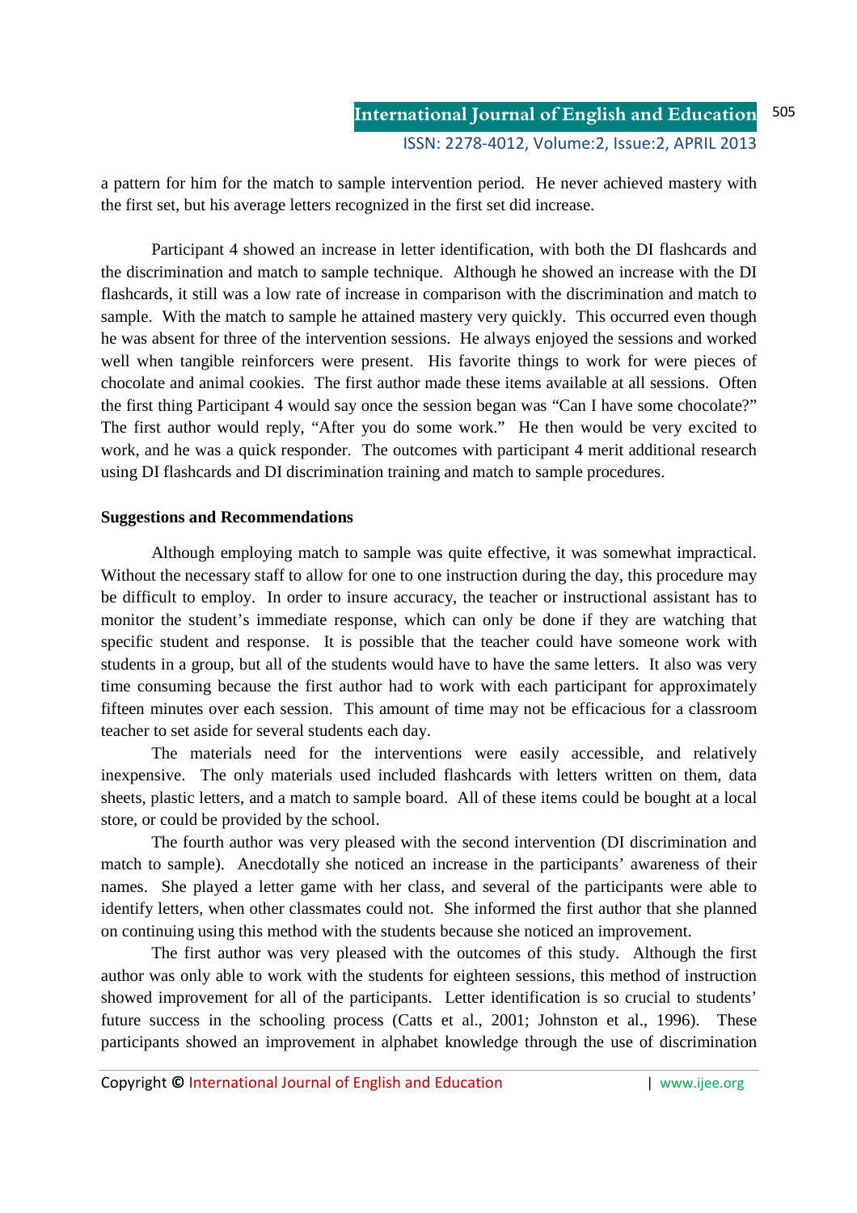a pattern for him for the match to sample intervention period. He never achieved mastery with the first set, but his average letters recognized in the first set did increase.

Participant 4 showed an increase in letter identification, with both the DI flashcards and the discrimination and match to sample technique. Although he showed an increase with the DI flashcards, it still was a low rate of increase in comparison with the discrimination and match to sample. With the match to sample he attained mastery very quickly. This occurred even though he was absent for three of the intervention sessions. He always enjoyed the sessions and worked well when tangible reinforcers were present. His favorite things to work for were pieces of chocolate and animal cookies. The first author made these items available at all sessions. Often the first thing Participant 4 would say once the session began was "Can I have some chocolate?" The first author would reply, "After you do some work." He then would be very excited to work, and he was a quick responder. The outcomes with participant 4 merit additional research using DI flashcards and DI discrimination training and match to sample procedures.

**Suggestions and Recommendations**

Although employing match to sample was quite effective, it was somewhat impractical. Without the necessary staff to allow for one to one instruction during the day, this procedure may be difficult to employ. In order to insure accuracy, the teacher or instructional assistant has to monitor the student's immediate response, which can only be done if they are watching that specific student and response. It is possible that the teacher could have someone work with students in a group, but all of the students would have to have the same letters. It also was very time consuming because the first author had to work with each participant for approximately fifteen minutes over each session. This amount of time may not be efficacious for a classroom teacher to set aside for several students each day.

The materials need for the interventions were easily accessible, and relatively inexpensive. The only materials used included flashcards with letters written on them, data sheets, plastic letters, and a match to sample board. All of these items could be bought at a local store, or could be provided by the school.

The fourth author was very pleased with the second intervention (DI discrimination and match to sample). Anecdotally she noticed an increase in the participants' awareness of their names. She played a letter game with her class, and several of the participants were able to identify letters, when other classmates could not. She informed the first author that she planned on continuing using this method with the students because she noticed an improvement.

The first author was very pleased with the outcomes of this study. Although the first author was only able to work with the students for eighteen sessions, this method of instruction showed improvement for all of the participants. Letter identification is so crucial to students' future success in the schooling process (Catts et al., 2001; Johnston et al., 1996). These participants showed an improvement in alphabet knowledge through the use of discrimination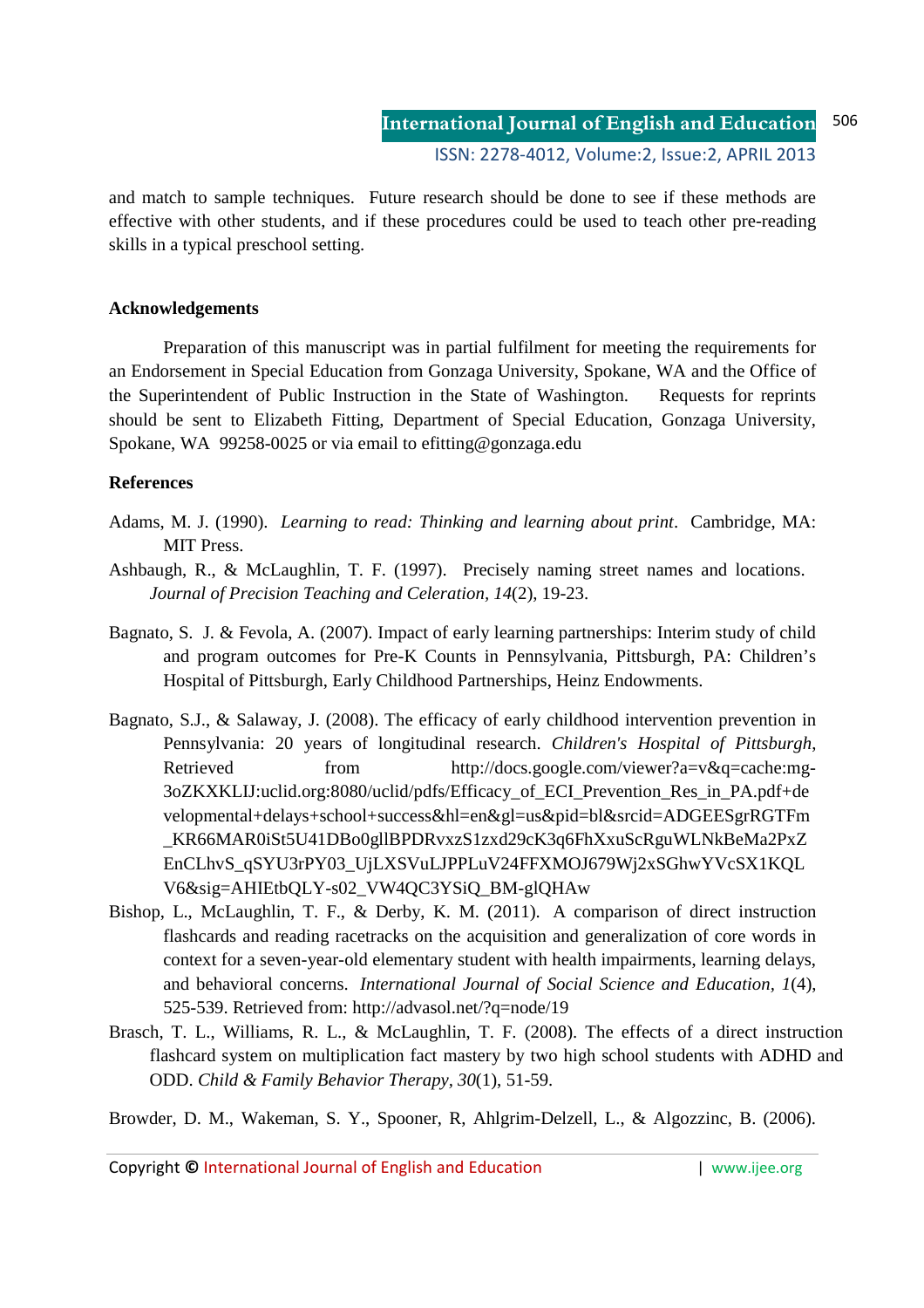and match to sample techniques. Future research should be done to see if these methods are effective with other students, and if these procedures could be used to teach other pre-reading skills in a typical preschool setting.

**Acknowledgements**

Preparation of this manuscript was in partial fulfilment for meeting the requirements for an Endorsement in Special Education from Gonzaga University, Spokane, WA and the Office of the Superintendent of Public Instruction in the State of Washington. Requests for reprints should be sent to Elizabeth Fitting, Department of Special Education, Gonzaga University, Spokane, WA 99258-0025 or via email to efitting@gonzaga.edu

**References**

Adams, M. J. (1990). *Learning to read: Thinking and learning about print*. Cambridge, MA: MIT Press.

Ashbaugh, R., & McLaughlin, T. F. (1997). Precisely naming street names and locations. *Journal of Precision Teaching and Celeration, 14*(2), 19-23.

Bagnato, S. J. & Fevola, A. (2007). Impact of early learning partnerships: Interim study of child and program outcomes for Pre-K Counts in Pennsylvania, Pittsburgh, PA: Children's Hospital of Pittsburgh, Early Childhood Partnerships, Heinz Endowments.

Bagnato, S.J., & Salaway, J. (2008). The efficacy of early childhood intervention prevention in Pennsylvania: 20 years of longitudinal research. *Children's Hospital of Pittsburgh*, Retrieved from http://docs.google.com/viewer?a=v&q=cache:mg-3oZKXKLIJ:uclid.org:8080/uclid/pdfs/Efficacy_of_ECI_Prevention_Res_in_PA.pdf+developmental+delays+school+success&hl=en&gl=us&pid=bl&srcid=ADGEESgrRGTFm_KR66MAR0iSt5U41DBo0gllBPDRvxzS1zxd29cK3q6FhXxuScRguWLNkBeMa2PxZEnCLhvS_qSYU3rPY03_UjLXSVuLJPPLuV24FFXMOJ679Wj2xSGhwYVcSX1KQLV6&sig=AHIEtbQLY-s02_VW4QC3YSiQ_BM-glQHAw

Bishop, L., McLaughlin, T. F., & Derby, K. M. (2011). A comparison of direct instruction flashcards and reading racetracks on the acquisition and generalization of core words in context for a seven-year-old elementary student with health impairments, learning delays, and behavioral concerns. *International Journal of Social Science and Education, 1*(4), 525-539. Retrieved from: http://advasol.net/?q=node/19

Brasch, T. L., Williams, R. L., & McLaughlin, T. F. (2008). The effects of a direct instruction flashcard system on multiplication fact mastery by two high school students with ADHD and ODD. *Child & Family Behavior Therapy, 30*(1), 51-59.

Browder, D. M., Wakeman, S. Y., Spooner, R, Ahlgrim-Delzell, L., & Algozzinc, B. (2006).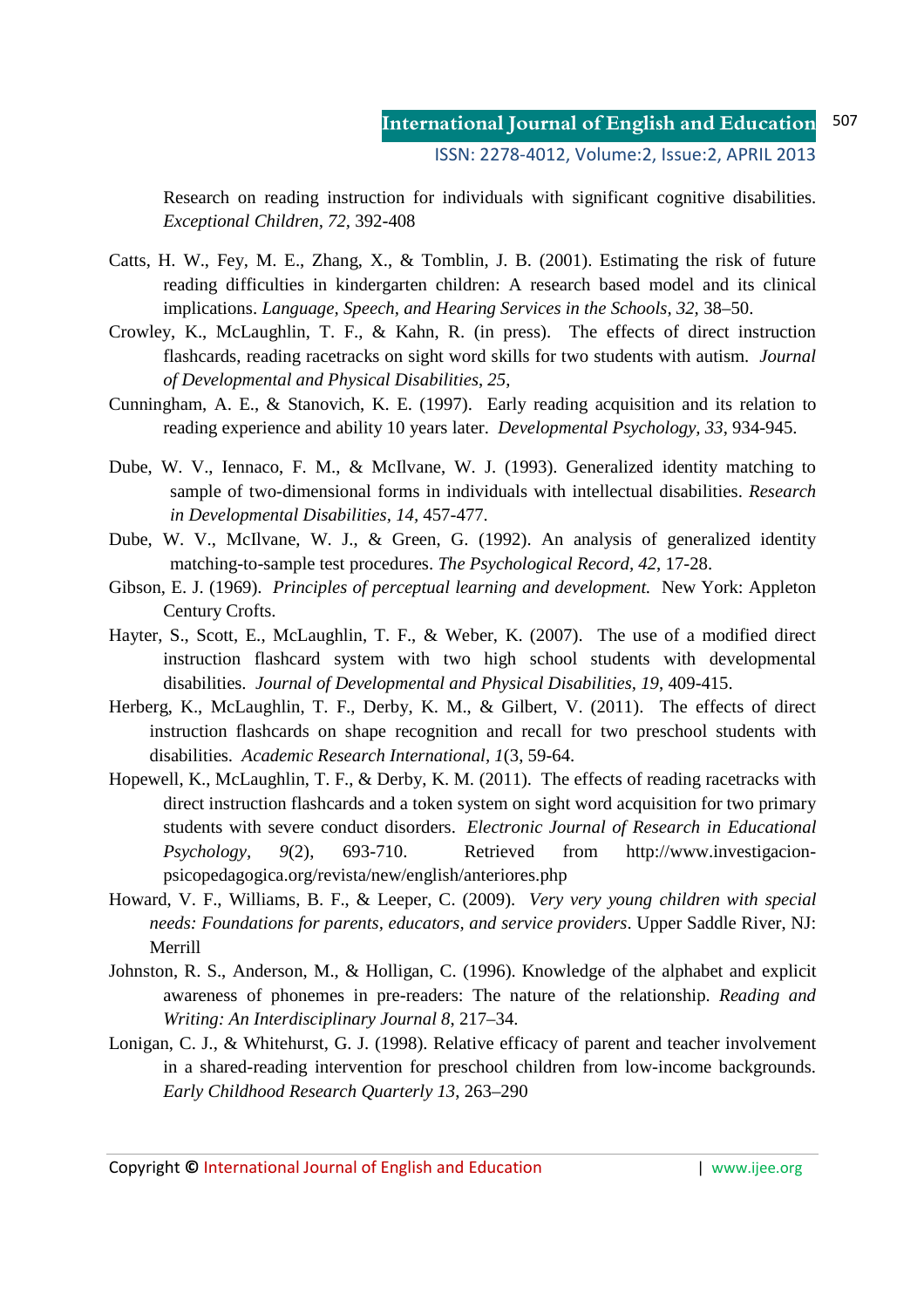Research on reading instruction for individuals with significant cognitive disabilities. *Exceptional Children, 72,* 392-408

Catts, H. W., Fey, M. E., Zhang, X., & Tomblin, J. B. (2001). Estimating the risk of future reading difficulties in kindergarten children: A research based model and its clinical implications. *Language, Speech, and Hearing Services in the Schools, 32,* 38–50.

Crowley, K., McLaughlin, T. F., & Kahn, R. (in press). The effects of direct instruction flashcards, reading racetracks on sight word skills for two students with autism. *Journal of Developmental and Physical Disabilities*, *25*,

Cunningham, A. E., & Stanovich, K. E. (1997). Early reading acquisition and its relation to reading experience and ability 10 years later. *Developmental Psychology, 33*, 934-945.

Dube, W. V., Iennaco, F. M., & McIlvane, W. J. (1993). Generalized identity matching to sample of two-dimensional forms in individuals with intellectual disabilities. *Research in Developmental Disabilities, 14*, 457-477.

Dube, W. V., McIlvane, W. J., & Green, G. (1992). An analysis of generalized identity matching-to-sample test procedures. *The Psychological Record, 42*, 17-28.

Gibson, E. J. (1969). *Principles of perceptual learning and development.* New York: Appleton Century Crofts.

Hayter, S., Scott, E., McLaughlin, T. F., & Weber, K. (2007). The use of a modified direct instruction flashcard system with two high school students with developmental disabilities. *Journal of Developmental and Physical Disabilities, 19*, 409-415.

Herberg, K., McLaughlin, T. F., Derby, K. M., & Gilbert, V. (2011). The effects of direct instruction flashcards on shape recognition and recall for two preschool students with disabilities. *Academic Research International, 1*(3, 59-64.

Hopewell, K., McLaughlin, T. F., & Derby, K. M. (2011). The effects of reading racetracks with direct instruction flashcards and a token system on sight word acquisition for two primary students with severe conduct disorders. *Electronic Journal of Research in Educational Psychology, 9*(2), 693-710. Retrieved from http://www.investigacion-psicopedagogica.org/revista/new/english/anteriores.php

Howard, V. F., Williams, B. F., & Leeper, C. (2009). *Very very young children with special needs: Foundations for parents, educators, and service providers*. Upper Saddle River, NJ: Merrill

Johnston, R. S., Anderson, M., & Holligan, C. (1996). Knowledge of the alphabet and explicit awareness of phonemes in pre-readers: The nature of the relationship. *Reading and Writing: An Interdisciplinary Journal 8,* 217–34.

Lonigan, C. J., & Whitehurst, G. J. (1998). Relative efficacy of parent and teacher involvement in a shared-reading intervention for preschool children from low-income backgrounds. *Early Childhood Research Quarterly 13*, 263–290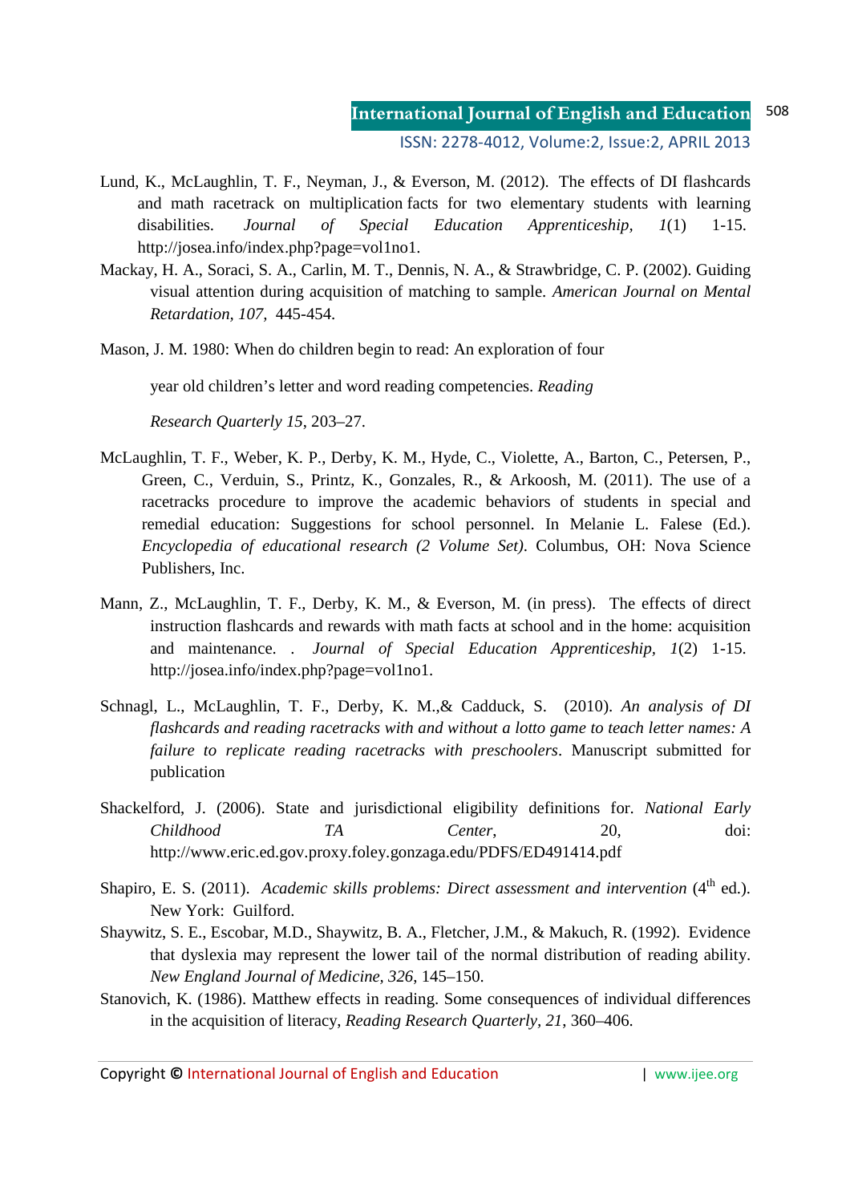Lund, K., McLaughlin, T. F., Neyman, J., & Everson, M. (2012). The effects of DI flashcards and math racetrack on multiplication facts for two elementary students with learning disabilities. *Journal of Special Education Apprenticeship, 1*(1) 1-15. http://josea.info/index.php?page=vol1no1.

Mackay, H. A., Soraci, S. A., Carlin, M. T., Dennis, N. A., & Strawbridge, C. P. (2002). Guiding visual attention during acquisition of matching to sample. *American Journal on Mental Retardation, 107,* 445-454.

Mason, J. M. 1980: When do children begin to read: An exploration of four year old children's letter and word reading competencies. *Reading Research Quarterly 15*, 203–27.

McLaughlin, T. F., Weber, K. P., Derby, K. M., Hyde, C., Violette, A., Barton, C., Petersen, P., Green, C., Verduin, S., Printz, K., Gonzales, R., & Arkoosh, M. (2011). The use of a racetracks procedure to improve the academic behaviors of students in special and remedial education: Suggestions for school personnel. In Melanie L. Falese (Ed.). *Encyclopedia of educational research (2 Volume Set)*. Columbus, OH: Nova Science Publishers, Inc.

Mann, Z., McLaughlin, T. F., Derby, K. M., & Everson, M. (in press). The effects of direct instruction flashcards and rewards with math facts at school and in the home: acquisition and maintenance. . *Journal of Special Education Apprenticeship, 1*(2) 1-15. http://josea.info/index.php?page=vol1no1.

Schnagl, L., McLaughlin, T. F., Derby, K. M.,& Cadduck, S. (2010). *An analysis of DI flashcards and reading racetracks with and without a lotto game to teach letter names: A failure to replicate reading racetracks with preschoolers*. Manuscript submitted for publication

Shackelford, J. (2006). State and jurisdictional eligibility definitions for. *National Early Childhood TA Center*, 20, doi: http://www.eric.ed.gov.proxy.foley.gonzaga.edu/PDFS/ED491414.pdf

Shapiro, E. S. (2011). *Academic skills problems: Direct assessment and intervention* (4th ed.). New York: Guilford.

Shaywitz, S. E., Escobar, M.D., Shaywitz, B. A., Fletcher, J.M., & Makuch, R. (1992). Evidence that dyslexia may represent the lower tail of the normal distribution of reading ability. *New England Journal of Medicine, 326*, 145–150.

Stanovich, K. (1986). Matthew effects in reading. Some consequences of individual differences in the acquisition of literacy, *Reading Research Quarterly, 21*, 360–406.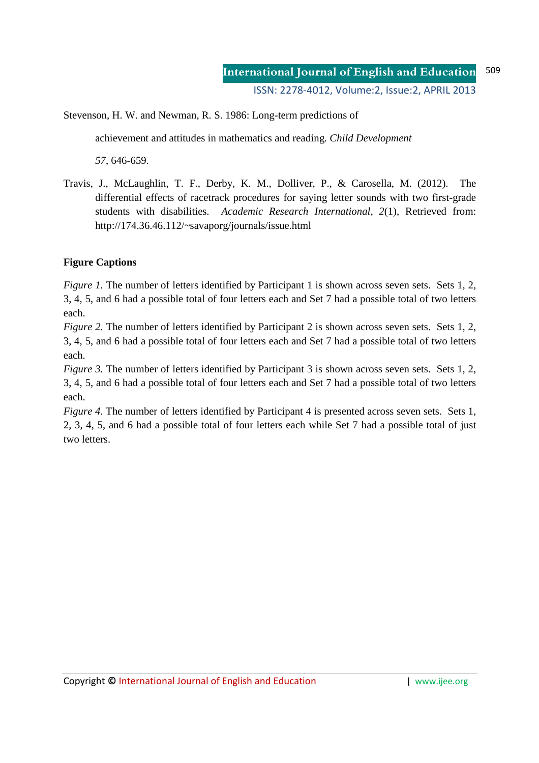Stevenson, H. W. and Newman, R. S. 1986: Long-term predictions of achievement and attitudes in mathematics and reading. *Child Development 57*, 646-659.

Travis, J., McLaughlin, T. F., Derby, K. M., Dolliver, P., & Carosella, M. (2012). The differential effects of racetrack procedures for saying letter sounds with two first-grade students with disabilities. *Academic Research International*, *2*(1), Retrieved from: http://174.36.46.112/~savaporg/journals/issue.html

**Figure Captions**

*Figure 1.* The number of letters identified by Participant 1 is shown across seven sets. Sets 1, 2, 3, 4, 5, and 6 had a possible total of four letters each and Set 7 had a possible total of two letters each.

*Figure 2.* The number of letters identified by Participant 2 is shown across seven sets. Sets 1, 2, 3, 4, 5, and 6 had a possible total of four letters each and Set 7 had a possible total of two letters each.

*Figure 3.* The number of letters identified by Participant 3 is shown across seven sets. Sets 1, 2, 3, 4, 5, and 6 had a possible total of four letters each and Set 7 had a possible total of two letters each.

*Figure 4.* The number of letters identified by Participant 4 is presented across seven sets. Sets 1, 2, 3, 4, 5, and 6 had a possible total of four letters each while Set 7 had a possible total of just two letters.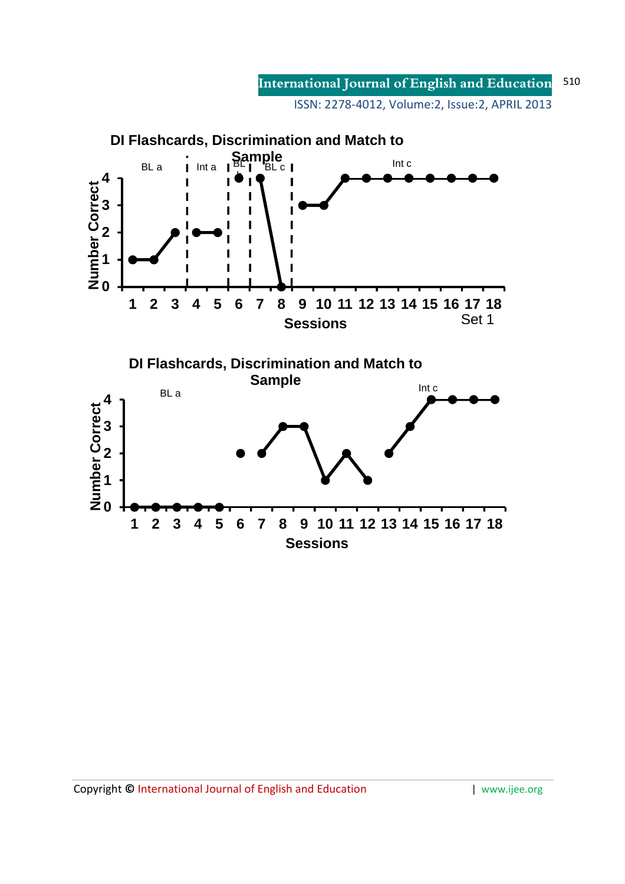**DI Flashcards, Discrimination and Match to Sample**

Set 1

**DI Flashcards, Discrimination and Match to Sample**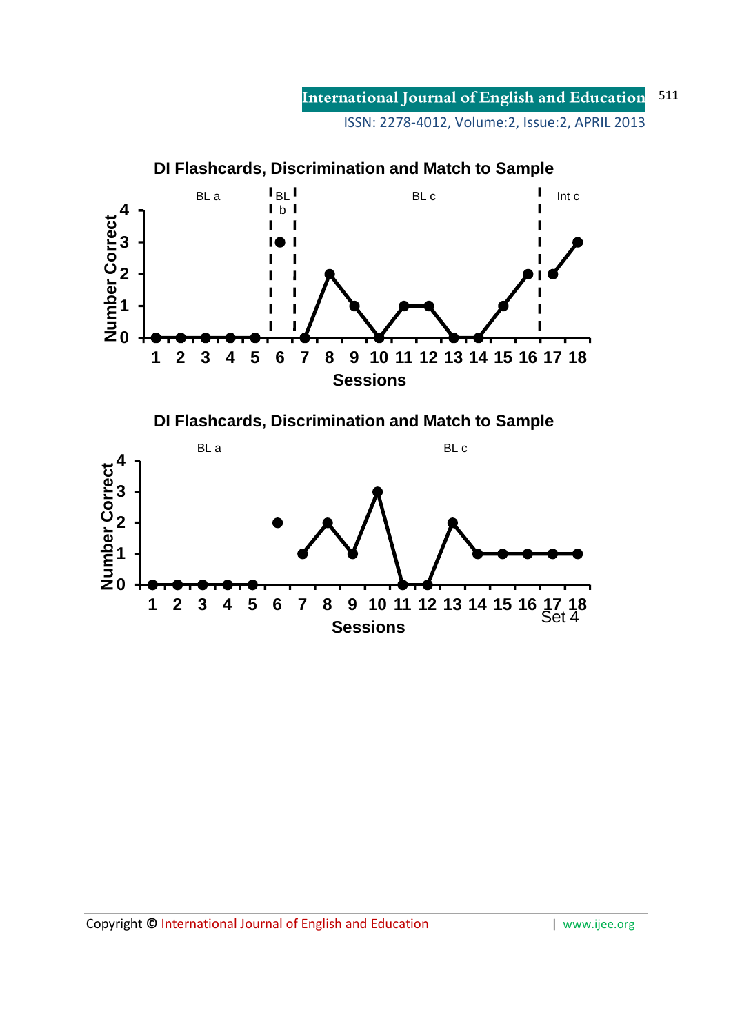**DI Flashcards, Discrimination and Match to Sample**

BL a | BL b | BL c | Int c

Number Correct: 0, 1, 2, 3, 4

Sessions: 1 2 3 4 5 6 7 8 9 10 11 12 13 14 15 16 17 18

**DI Flashcards, Discrimination and Match to Sample**

BL a | BL c

Number Correct: 0, 1, 2, 3, 4

Sessions: 1 2 3 4 5 6 7 8 9 10 11 12 13 14 15 16 17 18

Set 4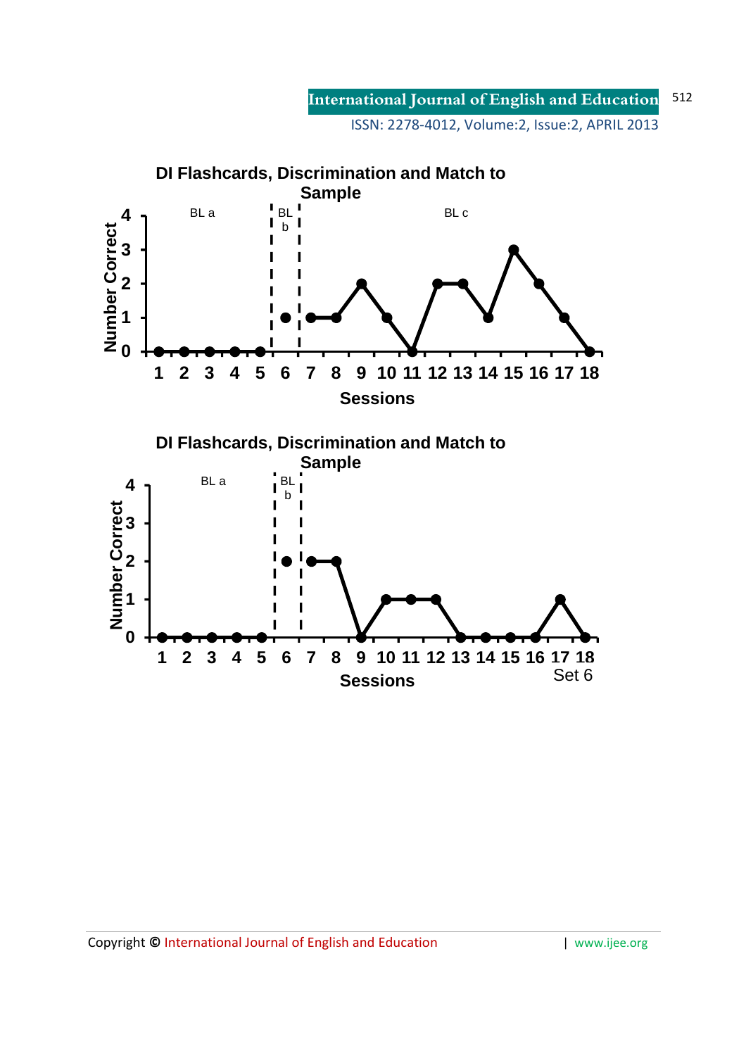**DI Flashcards, Discrimination and Match to Sample**

| Session | 1 | 2 | 3 | 4 | 5 | 6 | 7 | 8 | 9 | 10 | 11 | 12 | 13 | 14 | 15 | 16 | 17 | 18 |
|---|---|---|---|---|---|---|---|---|---|---|---|---|---|---|---|---|---|---|
| Phase | BL a | BL a | BL a | BL a | BL a | BL b | BL c | BL c | BL c | BL c | BL c | BL c | BL c | BL c | BL c | BL c | BL c | BL c |
| Number Correct | 0 | 0 | 0 | 0 | 0 | 1 | 1 | 1 | 2 | 1 | 0 | 2 | 2 | 1 | 3 | 2 | 1 | 0 |

**DI Flashcards, Discrimination and Match to Sample**

| Session | 1 | 2 | 3 | 4 | 5 | 6 | 7 | 8 | 9 | 10 | 11 | 12 | 13 | 14 | 15 | 16 | 17 | 18 |
|---|---|---|---|---|---|---|---|---|---|---|---|---|---|---|---|---|---|---|
| Phase | BL a | BL a | BL a | BL a | BL a | BL b | | | | | | | | | | | | |
| Number Correct | 0 | 0 | 0 | 0 | 0 | 2 | 2 | 2 | 0 | 1 | 1 | 1 | 0 | 0 | 0 | 0 | 1 | 0 |

Set 6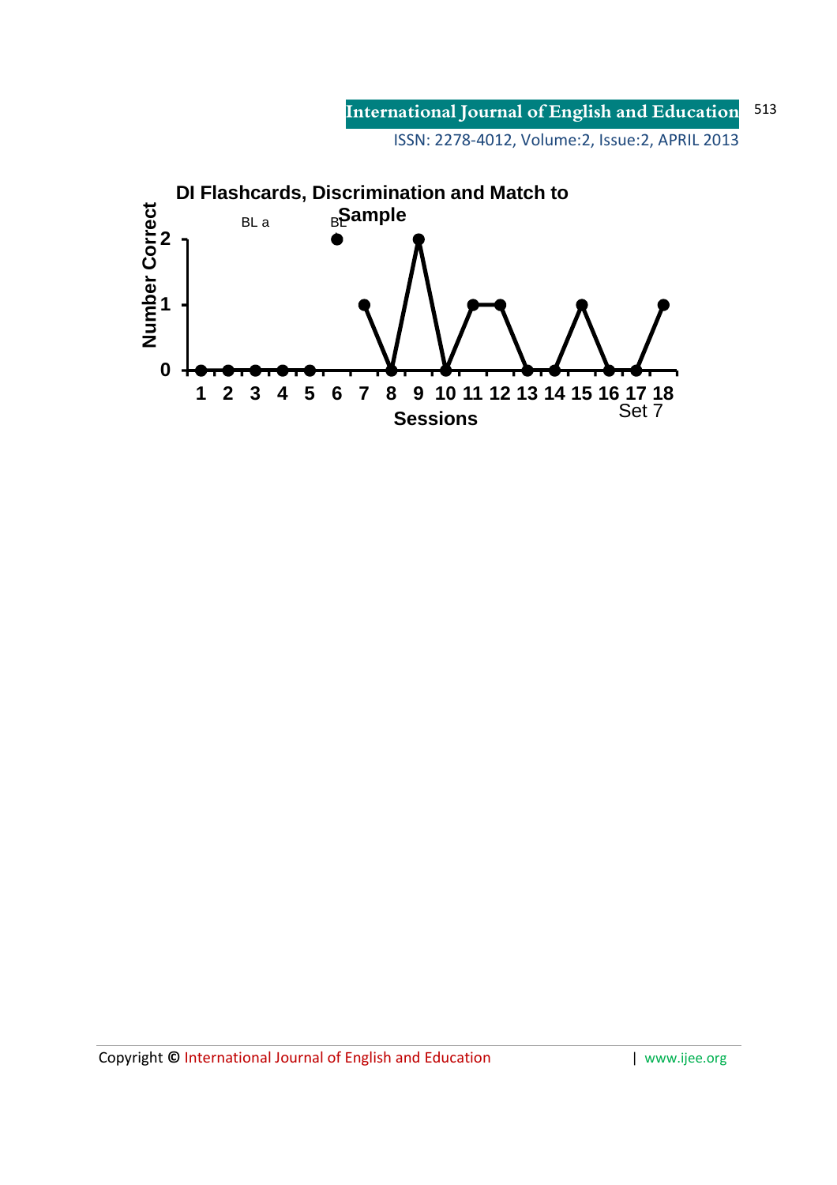DI Flashcards, Discrimination and Match to Sample

BL a

BL

Number Correct

2

1

0

1 2 3 4 5 6 7 8 9 10 11 12 13 14 15 16 17 18

Sessions

Set 7